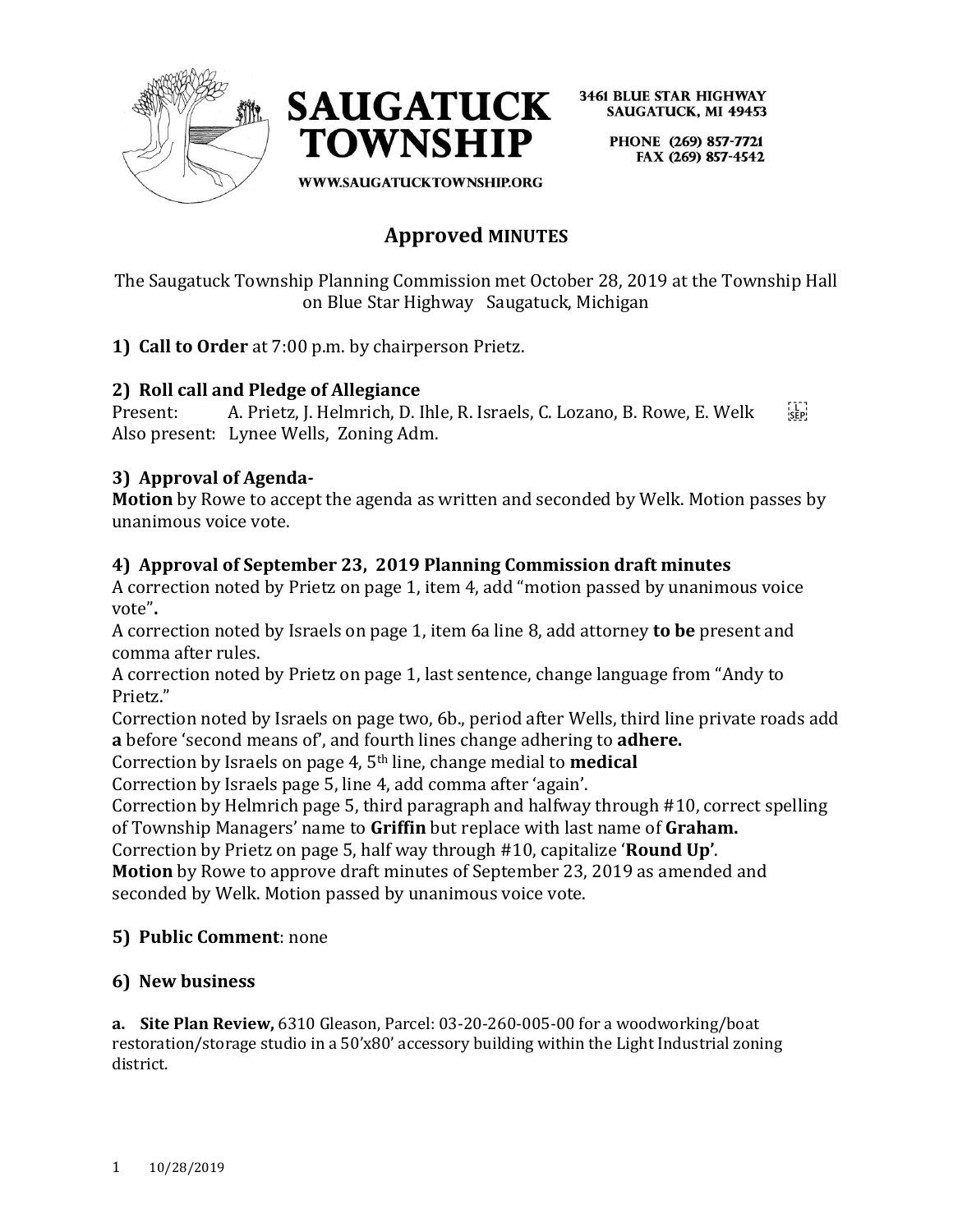SAUGATUCK TOWNSHIP

3461 BLUE STAR HIGHWAY
SAUGATUCK, MI 49453

PHONE (269) 857-7721
FAX (269) 857-4542

WWW.SAUGATUCKTOWNSHIP.ORG

# Approved MINUTES

The Saugatuck Township Planning Commission met October 28, 2019 at the Township Hall on Blue Star Highway Saugatuck, Michigan

**1) Call to Order** at 7:00 p.m. by chairperson Prietz.

**2) Roll call and Pledge of Allegiance**

Present: A. Prietz, J. Helmrich, D. Ihle, R. Israels, C. Lozano, B. Rowe, E. Welk
Also present: Lynee Wells, Zoning Adm.

**3) Approval of Agenda-**

**Motion** by Rowe to accept the agenda as written and seconded by Welk. Motion passes by unanimous voice vote.

**4) Approval of September 23, 2019 Planning Commission draft minutes**

A correction noted by Prietz on page 1, item 4, add "motion passed by unanimous voice vote"**.**
A correction noted by Israels on page 1, item 6a line 8, add attorney **to be** present and comma after rules.
A correction noted by Prietz on page 1, last sentence, change language from "Andy to Prietz."
Correction noted by Israels on page two, 6b., period after Wells, third line private roads add **a** before 'second means of', and fourth lines change adhering to **adhere.**
Correction by Israels on page 4, 5th line, change medial to **medical**
Correction by Israels page 5, line 4, add comma after 'again'.
Correction by Helmrich page 5, third paragraph and halfway through #10, correct spelling of Township Managers' name to **Griffin** but replace with last name of **Graham.**
Correction by Prietz on page 5, half way through #10, capitalize '**Round Up'**.
**Motion** by Rowe to approve draft minutes of September 23, 2019 as amended and seconded by Welk. Motion passed by unanimous voice vote.

**5) Public Comment**: none

**6) New business**

**a. Site Plan Review,** 6310 Gleason, Parcel: 03-20-260-005-00 for a woodworking/boat restoration/storage studio in a 50'x80' accessory building within the Light Industrial zoning district.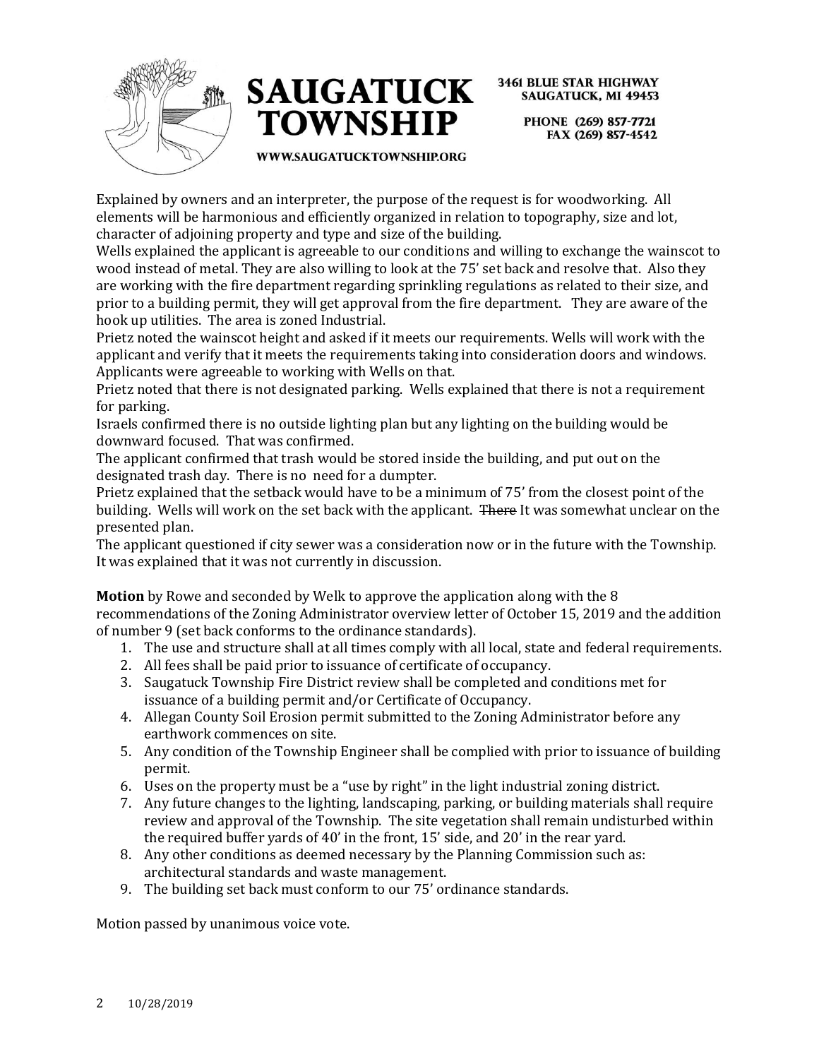Explained by owners and an interpreter, the purpose of the request is for woodworking. All elements will be harmonious and efficiently organized in relation to topography, size and lot, character of adjoining property and type and size of the building.

Wells explained the applicant is agreeable to our conditions and willing to exchange the wainscot to wood instead of metal. They are also willing to look at the 75' set back and resolve that. Also they are working with the fire department regarding sprinkling regulations as related to their size, and prior to a building permit, they will get approval from the fire department. They are aware of the hook up utilities. The area is zoned Industrial.

Prietz noted the wainscot height and asked if it meets our requirements. Wells will work with the applicant and verify that it meets the requirements taking into consideration doors and windows. Applicants were agreeable to working with Wells on that.

Prietz noted that there is not designated parking. Wells explained that there is not a requirement for parking.

Israels confirmed there is no outside lighting plan but any lighting on the building would be downward focused. That was confirmed.

The applicant confirmed that trash would be stored inside the building, and put out on the designated trash day. There is no need for a dumpter.

Prietz explained that the setback would have to be a minimum of 75' from the closest point of the building. Wells will work on the set back with the applicant. ~~There~~ It was somewhat unclear on the presented plan.

The applicant questioned if city sewer was a consideration now or in the future with the Township. It was explained that it was not currently in discussion.

**Motion** by Rowe and seconded by Welk to approve the application along with the 8 recommendations of the Zoning Administrator overview letter of October 15, 2019 and the addition of number 9 (set back conforms to the ordinance standards).

1. The use and structure shall at all times comply with all local, state and federal requirements.
2. All fees shall be paid prior to issuance of certificate of occupancy.
3. Saugatuck Township Fire District review shall be completed and conditions met for issuance of a building permit and/or Certificate of Occupancy.
4. Allegan County Soil Erosion permit submitted to the Zoning Administrator before any earthwork commences on site.
5. Any condition of the Township Engineer shall be complied with prior to issuance of building permit.
6. Uses on the property must be a "use by right" in the light industrial zoning district.
7. Any future changes to the lighting, landscaping, parking, or building materials shall require review and approval of the Township. The site vegetation shall remain undisturbed within the required buffer yards of 40' in the front, 15' side, and 20' in the rear yard.
8. Any other conditions as deemed necessary by the Planning Commission such as: architectural standards and waste management.
9. The building set back must conform to our 75' ordinance standards.

Motion passed by unanimous voice vote.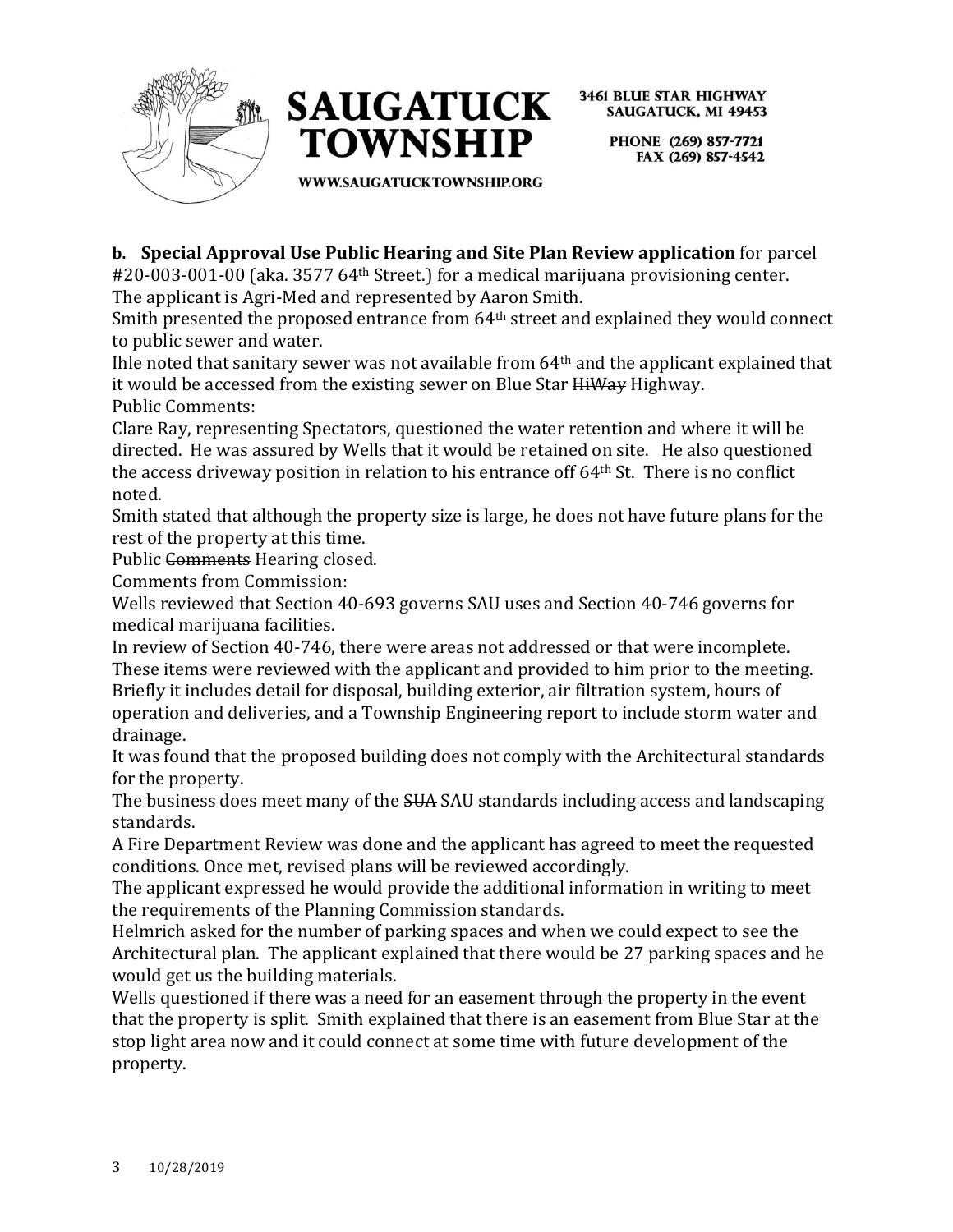**b. Special Approval Use Public Hearing and Site Plan Review application** for parcel #20-003-001-00 (aka. 3577 64th Street.) for a medical marijuana provisioning center. The applicant is Agri-Med and represented by Aaron Smith.

Smith presented the proposed entrance from 64th street and explained they would connect to public sewer and water.

Ihle noted that sanitary sewer was not available from 64th and the applicant explained that it would be accessed from the existing sewer on Blue Star ~~HiWay~~ Highway.

Public Comments:

Clare Ray, representing Spectators, questioned the water retention and where it will be directed. He was assured by Wells that it would be retained on site. He also questioned the access driveway position in relation to his entrance off 64th St. There is no conflict noted.

Smith stated that although the property size is large, he does not have future plans for the rest of the property at this time.

Public ~~Comments~~ Hearing closed.

Comments from Commission:

Wells reviewed that Section 40-693 governs SAU uses and Section 40-746 governs for medical marijuana facilities.

In review of Section 40-746, there were areas not addressed or that were incomplete. These items were reviewed with the applicant and provided to him prior to the meeting. Briefly it includes detail for disposal, building exterior, air filtration system, hours of operation and deliveries, and a Township Engineering report to include storm water and drainage.

It was found that the proposed building does not comply with the Architectural standards for the property.

The business does meet many of the ~~SUA~~ SAU standards including access and landscaping standards.

A Fire Department Review was done and the applicant has agreed to meet the requested conditions. Once met, revised plans will be reviewed accordingly.

The applicant expressed he would provide the additional information in writing to meet the requirements of the Planning Commission standards.

Helmrich asked for the number of parking spaces and when we could expect to see the Architectural plan. The applicant explained that there would be 27 parking spaces and he would get us the building materials.

Wells questioned if there was a need for an easement through the property in the event that the property is split. Smith explained that there is an easement from Blue Star at the stop light area now and it could connect at some time with future development of the property.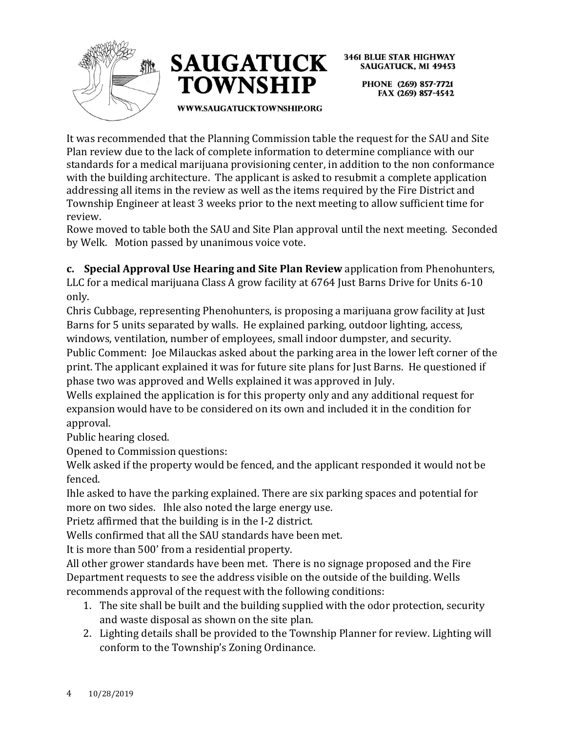It was recommended that the Planning Commission table the request for the SAU and Site Plan review due to the lack of complete information to determine compliance with our standards for a medical marijuana provisioning center, in addition to the non conformance with the building architecture. The applicant is asked to resubmit a complete application addressing all items in the review as well as the items required by the Fire District and Township Engineer at least 3 weeks prior to the next meeting to allow sufficient time for review.

Rowe moved to table both the SAU and Site Plan approval until the next meeting. Seconded by Welk. Motion passed by unanimous voice vote.

**c. Special Approval Use Hearing and Site Plan Review** application from Phenohunters, LLC for a medical marijuana Class A grow facility at 6764 Just Barns Drive for Units 6-10 only.

Chris Cubbage, representing Phenohunters, is proposing a marijuana grow facility at Just Barns for 5 units separated by walls. He explained parking, outdoor lighting, access, windows, ventilation, number of employees, small indoor dumpster, and security.

Public Comment: Joe Milauckas asked about the parking area in the lower left corner of the print. The applicant explained it was for future site plans for Just Barns. He questioned if phase two was approved and Wells explained it was approved in July.

Wells explained the application is for this property only and any additional request for expansion would have to be considered on its own and included it in the condition for approval.

Public hearing closed.

Opened to Commission questions:

Welk asked if the property would be fenced, and the applicant responded it would not be fenced.

Ihle asked to have the parking explained. There are six parking spaces and potential for more on two sides. Ihle also noted the large energy use.

Prietz affirmed that the building is in the I-2 district.

Wells confirmed that all the SAU standards have been met.

It is more than 500' from a residential property.

All other grower standards have been met. There is no signage proposed and the Fire Department requests to see the address visible on the outside of the building. Wells recommends approval of the request with the following conditions:

1. The site shall be built and the building supplied with the odor protection, security and waste disposal as shown on the site plan.
2. Lighting details shall be provided to the Township Planner for review. Lighting will conform to the Township's Zoning Ordinance.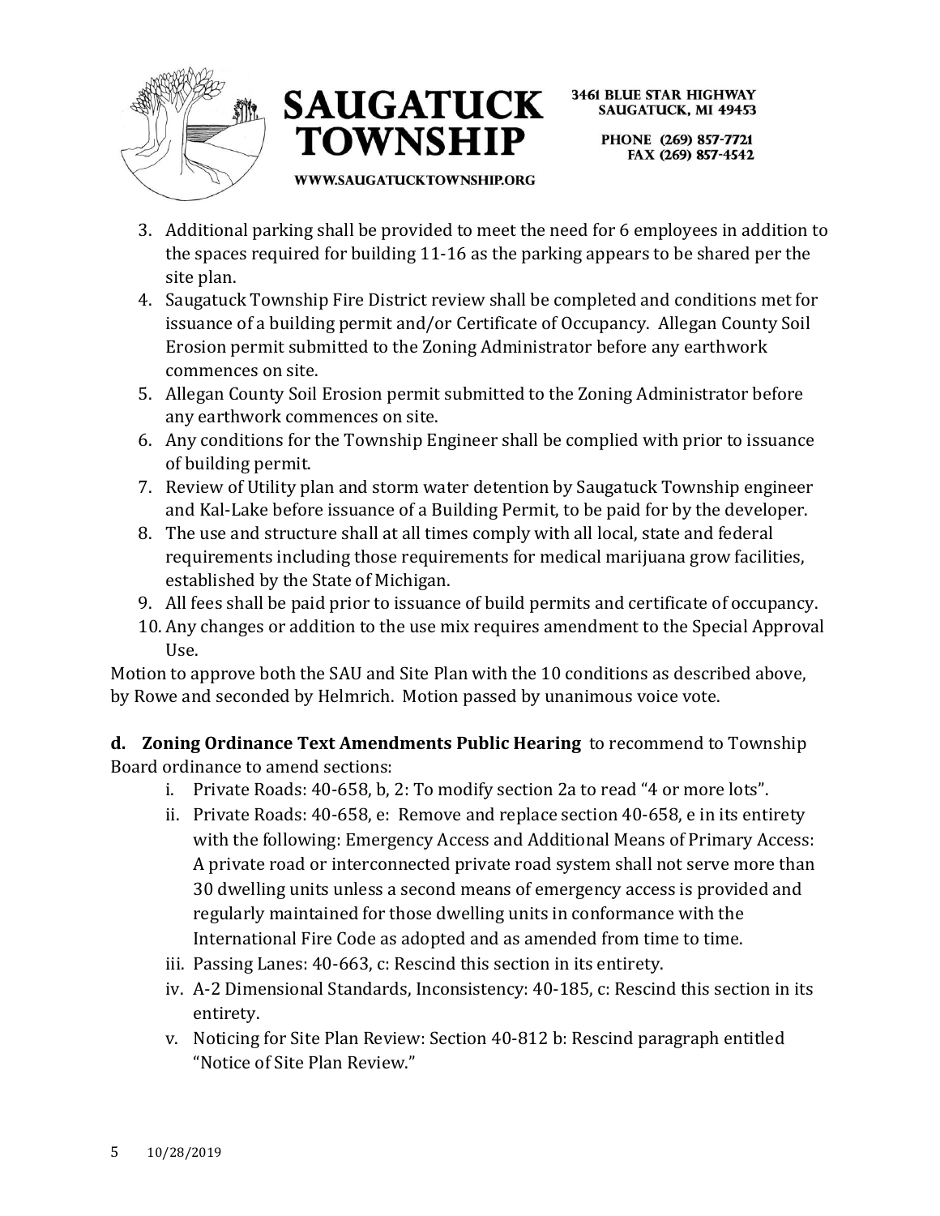3. Additional parking shall be provided to meet the need for 6 employees in addition to the spaces required for building 11-16 as the parking appears to be shared per the site plan.
4. Saugatuck Township Fire District review shall be completed and conditions met for issuance of a building permit and/or Certificate of Occupancy. Allegan County Soil Erosion permit submitted to the Zoning Administrator before any earthwork commences on site.
5. Allegan County Soil Erosion permit submitted to the Zoning Administrator before any earthwork commences on site.
6. Any conditions for the Township Engineer shall be complied with prior to issuance of building permit.
7. Review of Utility plan and storm water detention by Saugatuck Township engineer and Kal-Lake before issuance of a Building Permit, to be paid for by the developer.
8. The use and structure shall at all times comply with all local, state and federal requirements including those requirements for medical marijuana grow facilities, established by the State of Michigan.
9. All fees shall be paid prior to issuance of build permits and certificate of occupancy.
10. Any changes or addition to the use mix requires amendment to the Special Approval Use.

Motion to approve both the SAU and Site Plan with the 10 conditions as described above, by Rowe and seconded by Helmrich. Motion passed by unanimous voice vote.

**d. Zoning Ordinance Text Amendments Public Hearing** to recommend to Township Board ordinance to amend sections:

i. Private Roads: 40-658, b, 2: To modify section 2a to read "4 or more lots".
ii. Private Roads: 40-658, e: Remove and replace section 40-658, e in its entirety with the following: Emergency Access and Additional Means of Primary Access: A private road or interconnected private road system shall not serve more than 30 dwelling units unless a second means of emergency access is provided and regularly maintained for those dwelling units in conformance with the International Fire Code as adopted and as amended from time to time.
iii. Passing Lanes: 40-663, c: Rescind this section in its entirety.
iv. A-2 Dimensional Standards, Inconsistency: 40-185, c: Rescind this section in its entirety.
v. Noticing for Site Plan Review: Section 40-812 b: Rescind paragraph entitled "Notice of Site Plan Review."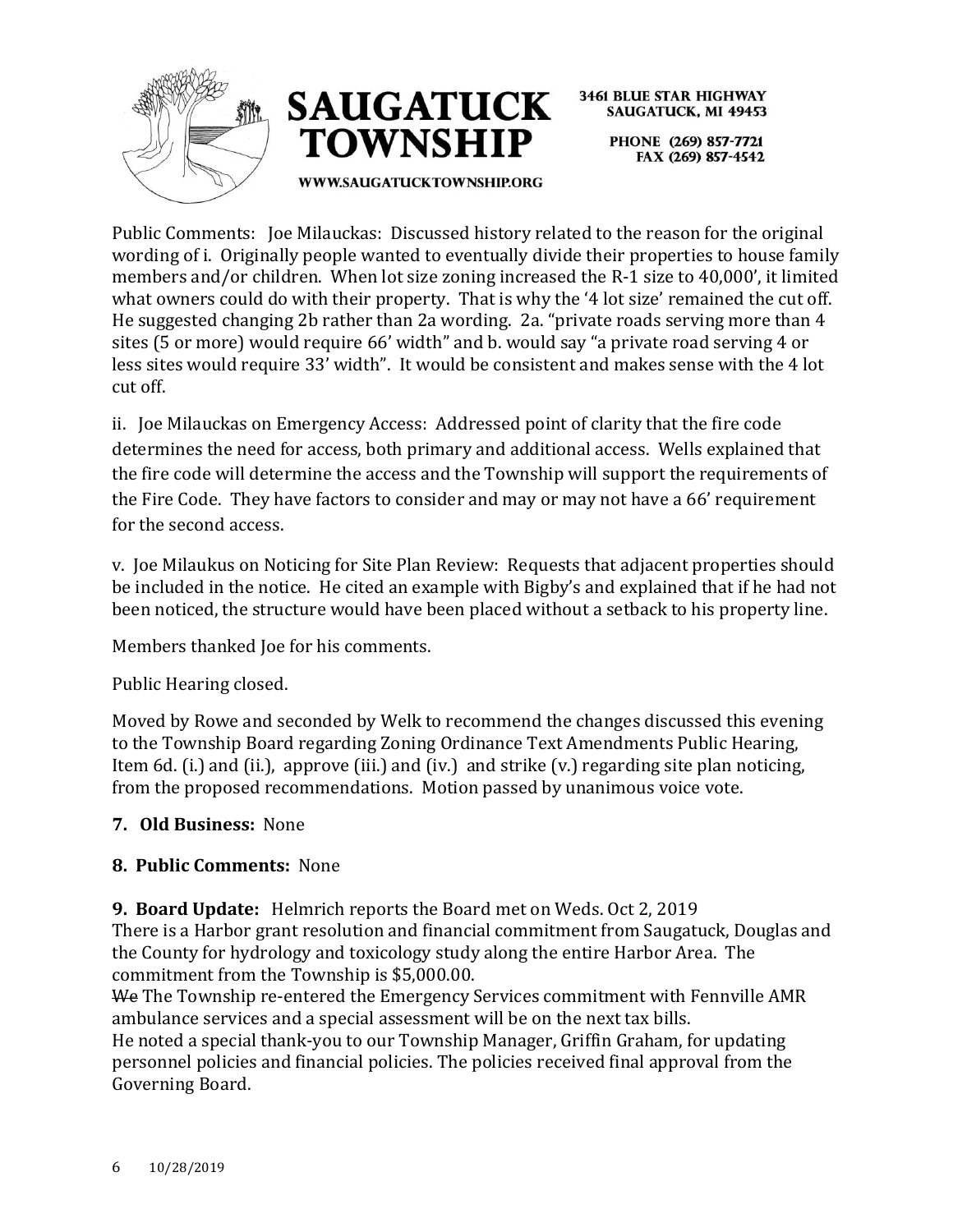Public Comments: Joe Milauckas: Discussed history related to the reason for the original wording of i. Originally people wanted to eventually divide their properties to house family members and/or children. When lot size zoning increased the R-1 size to 40,000', it limited what owners could do with their property. That is why the '4 lot size' remained the cut off. He suggested changing 2b rather than 2a wording. 2a. "private roads serving more than 4 sites (5 or more) would require 66' width" and b. would say "a private road serving 4 or less sites would require 33' width". It would be consistent and makes sense with the 4 lot cut off.

ii. Joe Milauckas on Emergency Access: Addressed point of clarity that the fire code determines the need for access, both primary and additional access. Wells explained that the fire code will determine the access and the Township will support the requirements of the Fire Code. They have factors to consider and may or may not have a 66' requirement for the second access.

v. Joe Milaukus on Noticing for Site Plan Review: Requests that adjacent properties should be included in the notice. He cited an example with Bigby's and explained that if he had not been noticed, the structure would have been placed without a setback to his property line.

Members thanked Joe for his comments.

Public Hearing closed.

Moved by Rowe and seconded by Welk to recommend the changes discussed this evening to the Township Board regarding Zoning Ordinance Text Amendments Public Hearing, Item 6d. (i.) and (ii.), approve (iii.) and (iv.) and strike (v.) regarding site plan noticing, from the proposed recommendations. Motion passed by unanimous voice vote.

**7. Old Business:** None

**8. Public Comments:** None

**9. Board Update:** Helmrich reports the Board met on Weds. Oct 2, 2019
There is a Harbor grant resolution and financial commitment from Saugatuck, Douglas and the County for hydrology and toxicology study along the entire Harbor Area. The commitment from the Township is $5,000.00.
~~We~~ The Township re-entered the Emergency Services commitment with Fennville AMR ambulance services and a special assessment will be on the next tax bills.
He noted a special thank-you to our Township Manager, Griffin Graham, for updating personnel policies and financial policies. The policies received final approval from the Governing Board.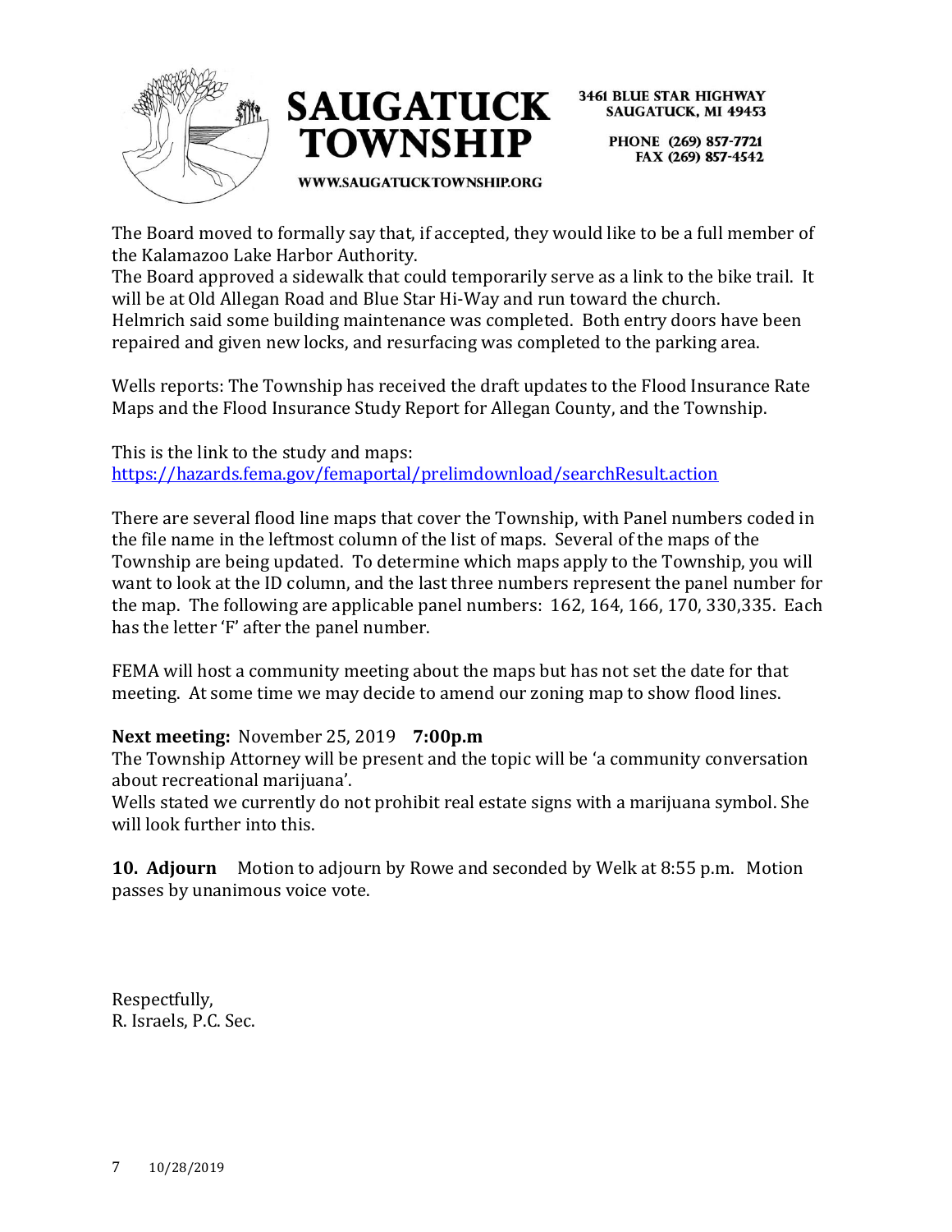The Board moved to formally say that, if accepted, they would like to be a full member of the Kalamazoo Lake Harbor Authority.
The Board approved a sidewalk that could temporarily serve as a link to the bike trail. It will be at Old Allegan Road and Blue Star Hi-Way and run toward the church.
Helmrich said some building maintenance was completed. Both entry doors have been repaired and given new locks, and resurfacing was completed to the parking area.

Wells reports: The Township has received the draft updates to the Flood Insurance Rate Maps and the Flood Insurance Study Report for Allegan County, and the Township.

This is the link to the study and maps:
https://hazards.fema.gov/femaportal/prelimdownload/searchResult.action

There are several flood line maps that cover the Township, with Panel numbers coded in the file name in the leftmost column of the list of maps. Several of the maps of the Township are being updated. To determine which maps apply to the Township, you will want to look at the ID column, and the last three numbers represent the panel number for the map. The following are applicable panel numbers: 162, 164, 166, 170, 330,335. Each has the letter 'F' after the panel number.

FEMA will host a community meeting about the maps but has not set the date for that meeting. At some time we may decide to amend our zoning map to show flood lines.

**Next meeting:** November 25, 2019 **7:00p.m**
The Township Attorney will be present and the topic will be 'a community conversation about recreational marijuana'.
Wells stated we currently do not prohibit real estate signs with a marijuana symbol. She will look further into this.

**10. Adjourn** Motion to adjourn by Rowe and seconded by Welk at 8:55 p.m. Motion passes by unanimous voice vote.

Respectfully,
R. Israels, P.C. Sec.

10/28/2019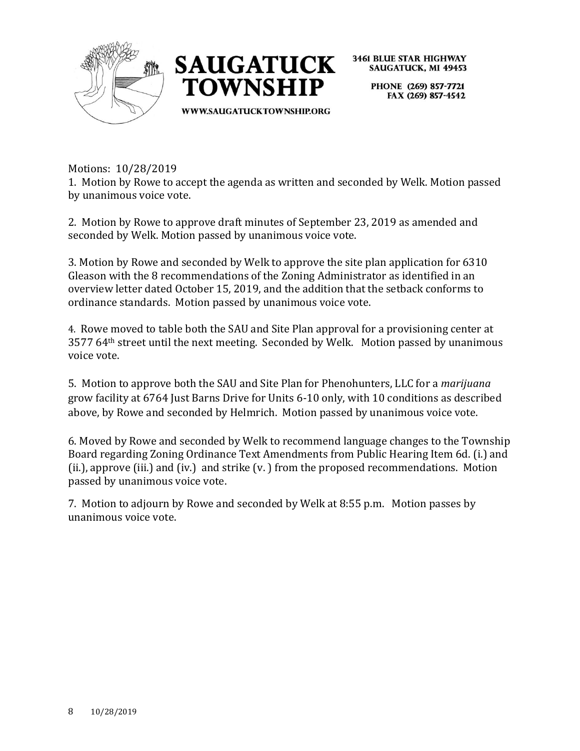# SAUGATUCK TOWNSHIP

3461 BLUE STAR HIGHWAY
SAUGATUCK, MI 49453

PHONE (269) 857-7721
FAX (269) 857-4542

WWW.SAUGATUCKTOWNSHIP.ORG

Motions: 10/28/2019

1. Motion by Rowe to accept the agenda as written and seconded by Welk. Motion passed by unanimous voice vote.

2. Motion by Rowe to approve draft minutes of September 23, 2019 as amended and seconded by Welk. Motion passed by unanimous voice vote.

3. Motion by Rowe and seconded by Welk to approve the site plan application for 6310 Gleason with the 8 recommendations of the Zoning Administrator as identified in an overview letter dated October 15, 2019, and the addition that the setback conforms to ordinance standards. Motion passed by unanimous voice vote.

4. Rowe moved to table both the SAU and Site Plan approval for a provisioning center at 3577 64th street until the next meeting. Seconded by Welk. Motion passed by unanimous voice vote.

5. Motion to approve both the SAU and Site Plan for Phenohunters, LLC for a *marijuana* grow facility at 6764 Just Barns Drive for Units 6-10 only, with 10 conditions as described above, by Rowe and seconded by Helmrich. Motion passed by unanimous voice vote.

6. Moved by Rowe and seconded by Welk to recommend language changes to the Township Board regarding Zoning Ordinance Text Amendments from Public Hearing Item 6d. (i.) and (ii.), approve (iii.) and (iv.) and strike (v. ) from the proposed recommendations. Motion passed by unanimous voice vote.

7. Motion to adjourn by Rowe and seconded by Welk at 8:55 p.m. Motion passes by unanimous voice vote.